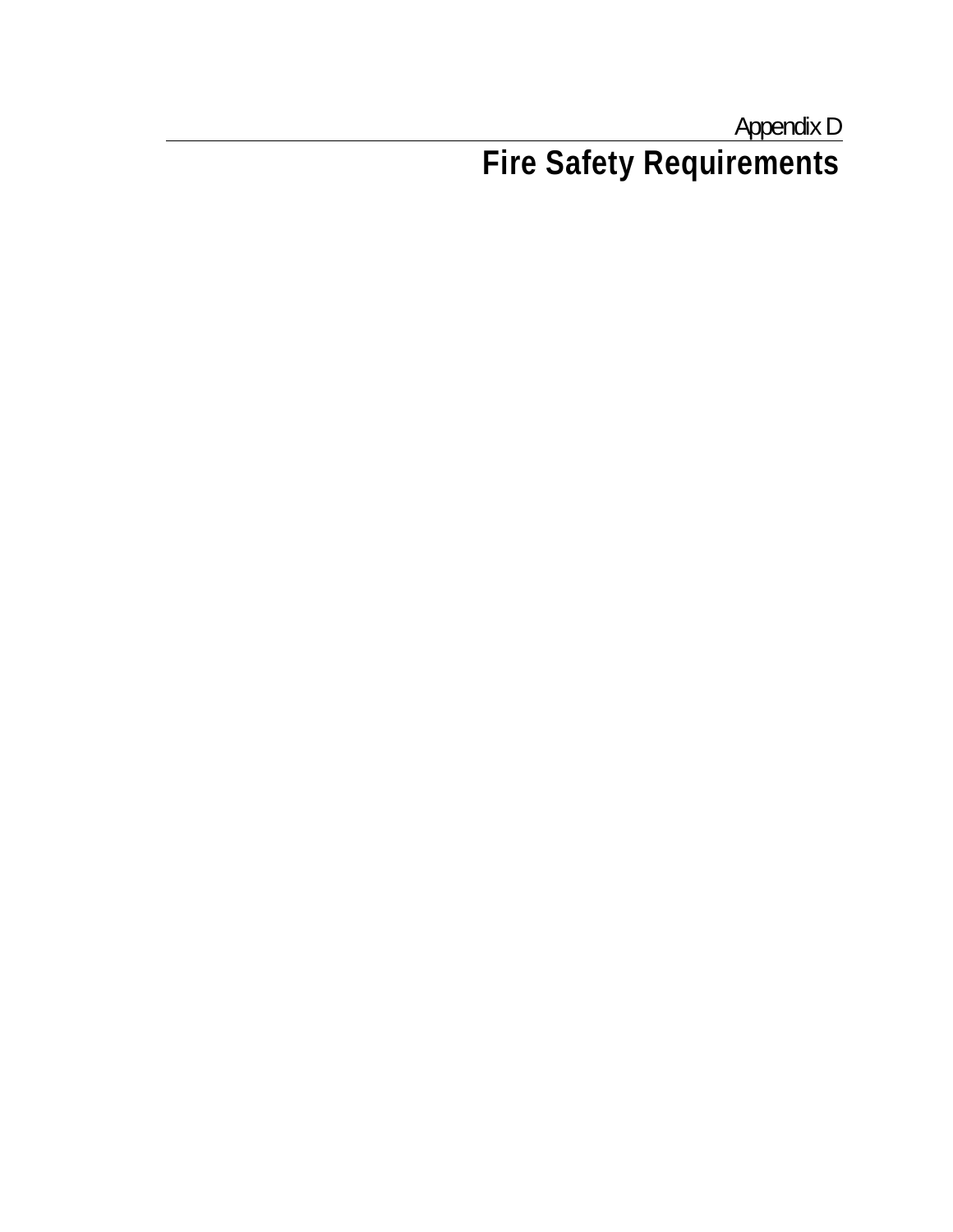Appendix D

# Fire Safety Requirements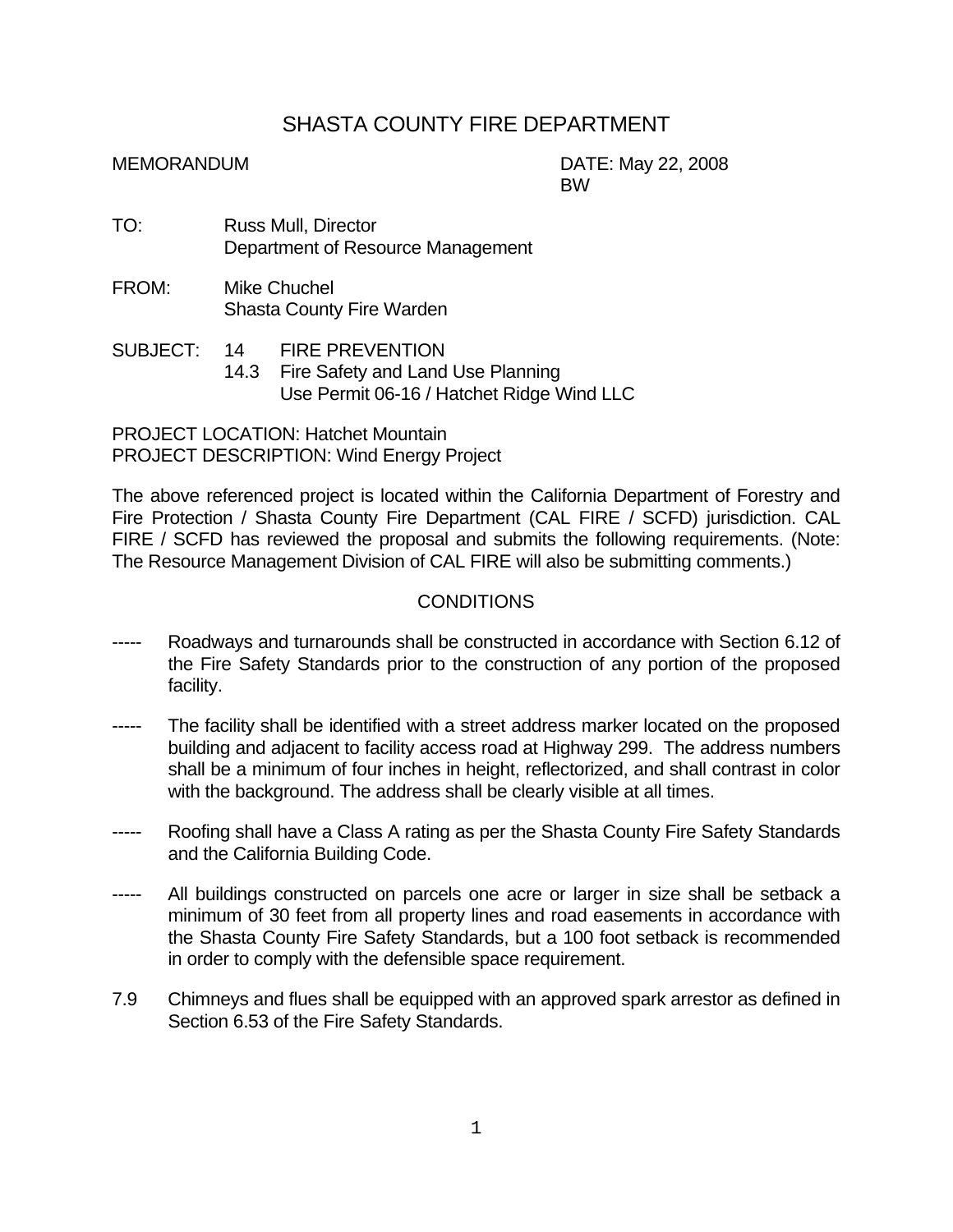# SHASTA COUNTY FIRE DEPARTMENT

MEMORANDUM DATE: May 22, 2008
BW

TO: Russ Mull, Director
Department of Resource Management

FROM: Mike Chuchel
Shasta County Fire Warden

SUBJECT: 14 FIRE PREVENTION
14.3 Fire Safety and Land Use Planning
Use Permit 06-16 / Hatchet Ridge Wind LLC

PROJECT LOCATION: Hatchet Mountain
PROJECT DESCRIPTION: Wind Energy Project

The above referenced project is located within the California Department of Forestry and Fire Protection / Shasta County Fire Department (CAL FIRE / SCFD) jurisdiction. CAL FIRE / SCFD has reviewed the proposal and submits the following requirements. (Note: The Resource Management Division of CAL FIRE will also be submitting comments.)

## CONDITIONS

----- Roadways and turnarounds shall be constructed in accordance with Section 6.12 of the Fire Safety Standards prior to the construction of any portion of the proposed facility.

----- The facility shall be identified with a street address marker located on the proposed building and adjacent to facility access road at Highway 299. The address numbers shall be a minimum of four inches in height, reflectorized, and shall contrast in color with the background. The address shall be clearly visible at all times.

----- Roofing shall have a Class A rating as per the Shasta County Fire Safety Standards and the California Building Code.

----- All buildings constructed on parcels one acre or larger in size shall be setback a minimum of 30 feet from all property lines and road easements in accordance with the Shasta County Fire Safety Standards, but a 100 foot setback is recommended in order to comply with the defensible space requirement.

7.9 Chimneys and flues shall be equipped with an approved spark arrestor as defined in Section 6.53 of the Fire Safety Standards.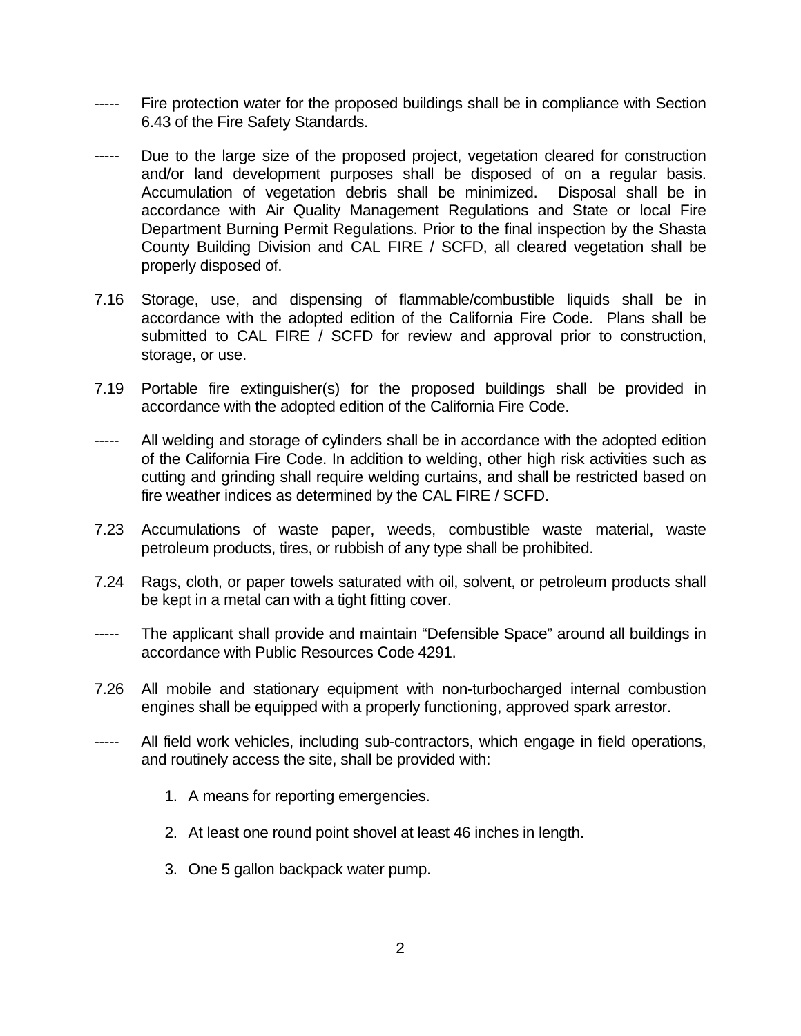----- Fire protection water for the proposed buildings shall be in compliance with Section 6.43 of the Fire Safety Standards.

----- Due to the large size of the proposed project, vegetation cleared for construction and/or land development purposes shall be disposed of on a regular basis. Accumulation of vegetation debris shall be minimized. Disposal shall be in accordance with Air Quality Management Regulations and State or local Fire Department Burning Permit Regulations. Prior to the final inspection by the Shasta County Building Division and CAL FIRE / SCFD, all cleared vegetation shall be properly disposed of.

7.16 Storage, use, and dispensing of flammable/combustible liquids shall be in accordance with the adopted edition of the California Fire Code. Plans shall be submitted to CAL FIRE / SCFD for review and approval prior to construction, storage, or use.

7.19 Portable fire extinguisher(s) for the proposed buildings shall be provided in accordance with the adopted edition of the California Fire Code.

----- All welding and storage of cylinders shall be in accordance with the adopted edition of the California Fire Code. In addition to welding, other high risk activities such as cutting and grinding shall require welding curtains, and shall be restricted based on fire weather indices as determined by the CAL FIRE / SCFD.

7.23 Accumulations of waste paper, weeds, combustible waste material, waste petroleum products, tires, or rubbish of any type shall be prohibited.

7.24 Rags, cloth, or paper towels saturated with oil, solvent, or petroleum products shall be kept in a metal can with a tight fitting cover.

----- The applicant shall provide and maintain "Defensible Space" around all buildings in accordance with Public Resources Code 4291.

7.26 All mobile and stationary equipment with non-turbocharged internal combustion engines shall be equipped with a properly functioning, approved spark arrestor.

----- All field work vehicles, including sub-contractors, which engage in field operations, and routinely access the site, shall be provided with:

1. A means for reporting emergencies.
2. At least one round point shovel at least 46 inches in length.
3. One 5 gallon backpack water pump.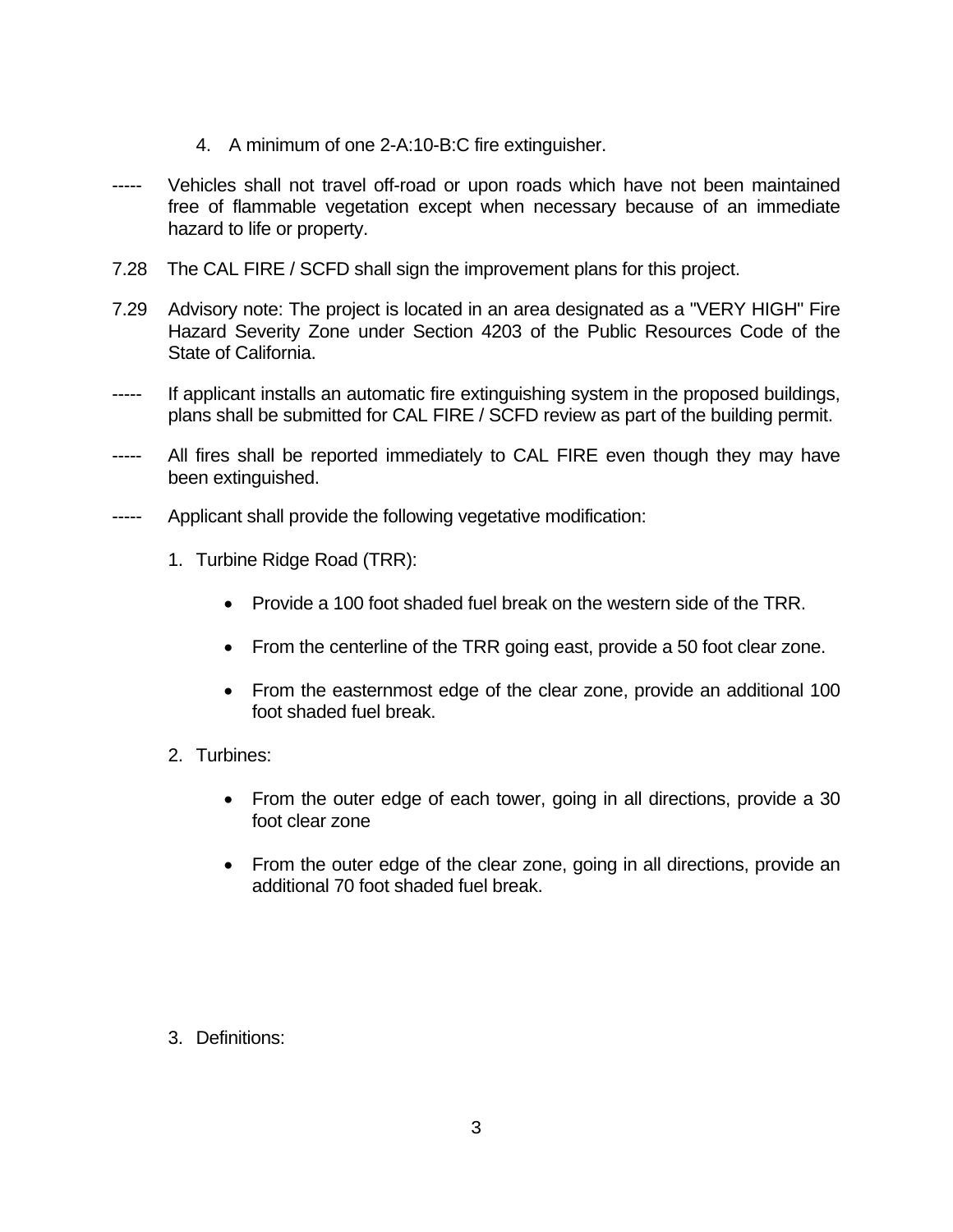4. A minimum of one 2-A:10-B:C fire extinguisher.

----- Vehicles shall not travel off-road or upon roads which have not been maintained free of flammable vegetation except when necessary because of an immediate hazard to life or property.

7.28 The CAL FIRE / SCFD shall sign the improvement plans for this project.

7.29 Advisory note: The project is located in an area designated as a "VERY HIGH" Fire Hazard Severity Zone under Section 4203 of the Public Resources Code of the State of California.

----- If applicant installs an automatic fire extinguishing system in the proposed buildings, plans shall be submitted for CAL FIRE / SCFD review as part of the building permit.

----- All fires shall be reported immediately to CAL FIRE even though they may have been extinguished.

----- Applicant shall provide the following vegetative modification:

1. Turbine Ridge Road (TRR):

   - Provide a 100 foot shaded fuel break on the western side of the TRR.
   - From the centerline of the TRR going east, provide a 50 foot clear zone.
   - From the easternmost edge of the clear zone, provide an additional 100 foot shaded fuel break.

2. Turbines:

   - From the outer edge of each tower, going in all directions, provide a 30 foot clear zone
   - From the outer edge of the clear zone, going in all directions, provide an additional 70 foot shaded fuel break.

3. Definitions: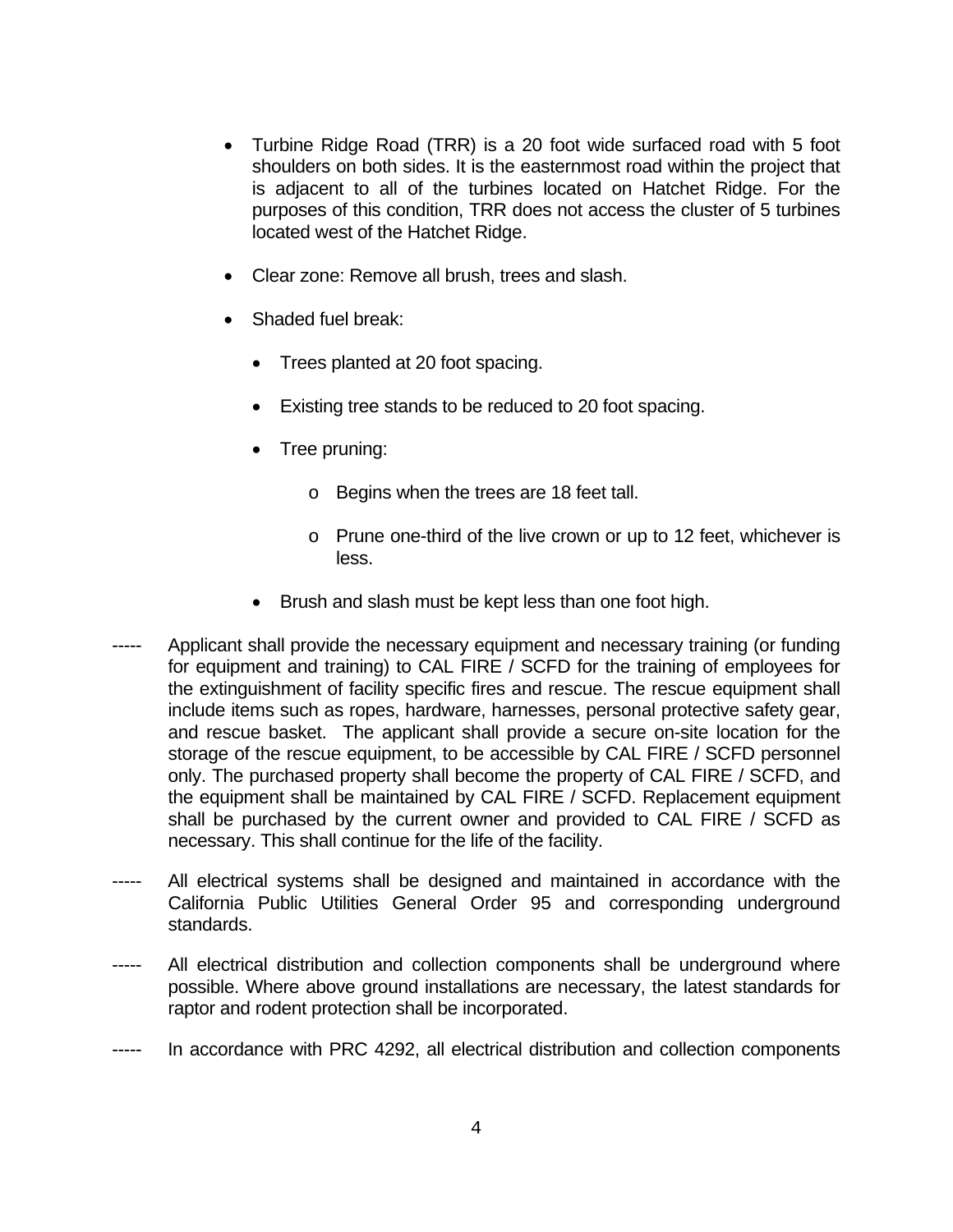- Turbine Ridge Road (TRR) is a 20 foot wide surfaced road with 5 foot shoulders on both sides. It is the easternmost road within the project that is adjacent to all of the turbines located on Hatchet Ridge. For the purposes of this condition, TRR does not access the cluster of 5 turbines located west of the Hatchet Ridge.

- Clear zone: Remove all brush, trees and slash.

- Shaded fuel break:

  - Trees planted at 20 foot spacing.

  - Existing tree stands to be reduced to 20 foot spacing.

  - Tree pruning:

    - Begins when the trees are 18 feet tall.

    - Prune one-third of the live crown or up to 12 feet, whichever is less.

  - Brush and slash must be kept less than one foot high.

----- Applicant shall provide the necessary equipment and necessary training (or funding for equipment and training) to CAL FIRE / SCFD for the training of employees for the extinguishment of facility specific fires and rescue. The rescue equipment shall include items such as ropes, hardware, harnesses, personal protective safety gear, and rescue basket. The applicant shall provide a secure on-site location for the storage of the rescue equipment, to be accessible by CAL FIRE / SCFD personnel only. The purchased property shall become the property of CAL FIRE / SCFD, and the equipment shall be maintained by CAL FIRE / SCFD. Replacement equipment shall be purchased by the current owner and provided to CAL FIRE / SCFD as necessary. This shall continue for the life of the facility.

----- All electrical systems shall be designed and maintained in accordance with the California Public Utilities General Order 95 and corresponding underground standards.

----- All electrical distribution and collection components shall be underground where possible. Where above ground installations are necessary, the latest standards for raptor and rodent protection shall be incorporated.

----- In accordance with PRC 4292, all electrical distribution and collection components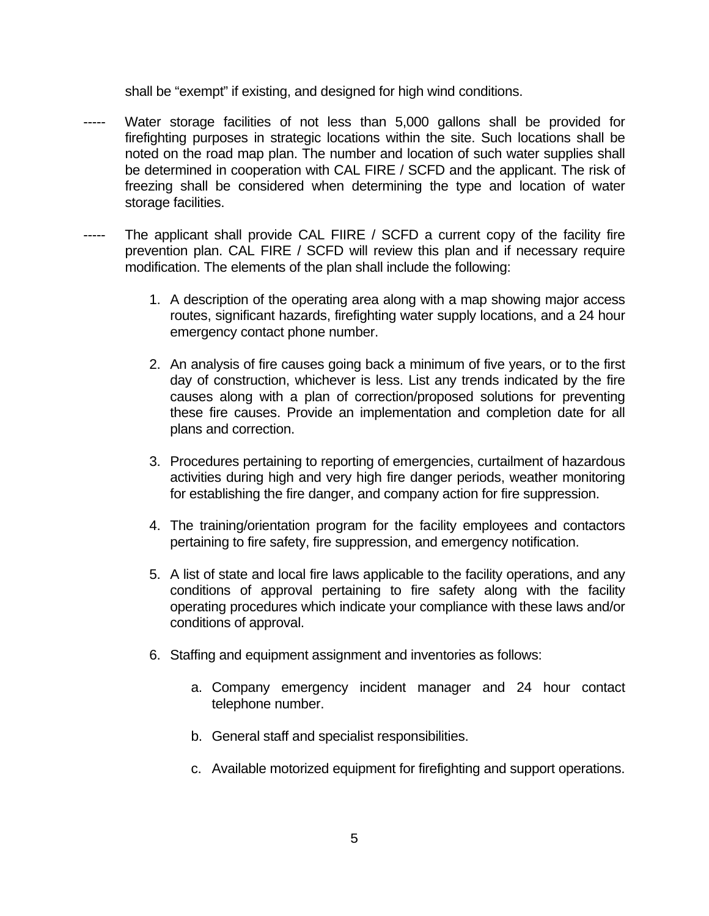shall be "exempt" if existing, and designed for high wind conditions.

----- Water storage facilities of not less than 5,000 gallons shall be provided for firefighting purposes in strategic locations within the site. Such locations shall be noted on the road map plan. The number and location of such water supplies shall be determined in cooperation with CAL FIRE / SCFD and the applicant. The risk of freezing shall be considered when determining the type and location of water storage facilities.

----- The applicant shall provide CAL FIIRE / SCFD a current copy of the facility fire prevention plan. CAL FIRE / SCFD will review this plan and if necessary require modification. The elements of the plan shall include the following:

1. A description of the operating area along with a map showing major access routes, significant hazards, firefighting water supply locations, and a 24 hour emergency contact phone number.

2. An analysis of fire causes going back a minimum of five years, or to the first day of construction, whichever is less. List any trends indicated by the fire causes along with a plan of correction/proposed solutions for preventing these fire causes. Provide an implementation and completion date for all plans and correction.

3. Procedures pertaining to reporting of emergencies, curtailment of hazardous activities during high and very high fire danger periods, weather monitoring for establishing the fire danger, and company action for fire suppression.

4. The training/orientation program for the facility employees and contactors pertaining to fire safety, fire suppression, and emergency notification.

5. A list of state and local fire laws applicable to the facility operations, and any conditions of approval pertaining to fire safety along with the facility operating procedures which indicate your compliance with these laws and/or conditions of approval.

6. Staffing and equipment assignment and inventories as follows:

   a. Company emergency incident manager and 24 hour contact telephone number.

   b. General staff and specialist responsibilities.

   c. Available motorized equipment for firefighting and support operations.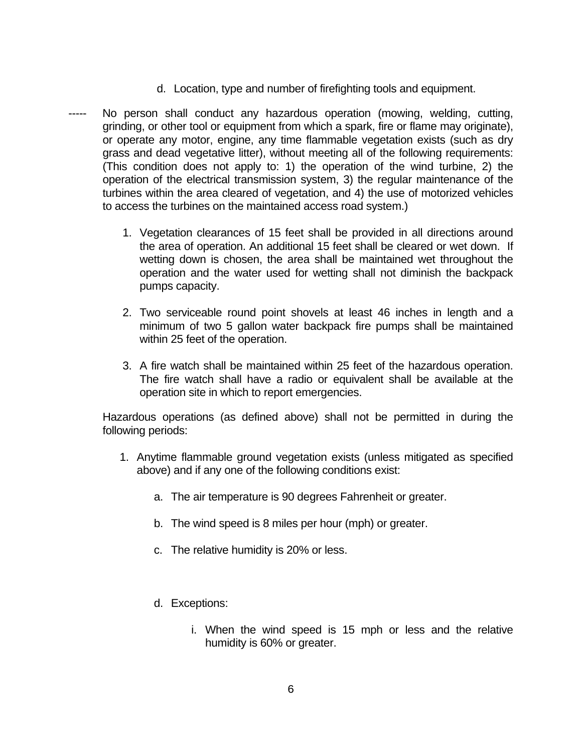d. Location, type and number of firefighting tools and equipment.

----- No person shall conduct any hazardous operation (mowing, welding, cutting, grinding, or other tool or equipment from which a spark, fire or flame may originate), or operate any motor, engine, any time flammable vegetation exists (such as dry grass and dead vegetative litter), without meeting all of the following requirements: (This condition does not apply to: 1) the operation of the wind turbine, 2) the operation of the electrical transmission system, 3) the regular maintenance of the turbines within the area cleared of vegetation, and 4) the use of motorized vehicles to access the turbines on the maintained access road system.)

1. Vegetation clearances of 15 feet shall be provided in all directions around the area of operation. An additional 15 feet shall be cleared or wet down. If wetting down is chosen, the area shall be maintained wet throughout the operation and the water used for wetting shall not diminish the backpack pumps capacity.

2. Two serviceable round point shovels at least 46 inches in length and a minimum of two 5 gallon water backpack fire pumps shall be maintained within 25 feet of the operation.

3. A fire watch shall be maintained within 25 feet of the hazardous operation. The fire watch shall have a radio or equivalent shall be available at the operation site in which to report emergencies.

Hazardous operations (as defined above) shall not be permitted in during the following periods:

1. Anytime flammable ground vegetation exists (unless mitigated as specified above) and if any one of the following conditions exist:

    a. The air temperature is 90 degrees Fahrenheit or greater.

    b. The wind speed is 8 miles per hour (mph) or greater.

    c. The relative humidity is 20% or less.

    d. Exceptions:

        i. When the wind speed is 15 mph or less and the relative humidity is 60% or greater.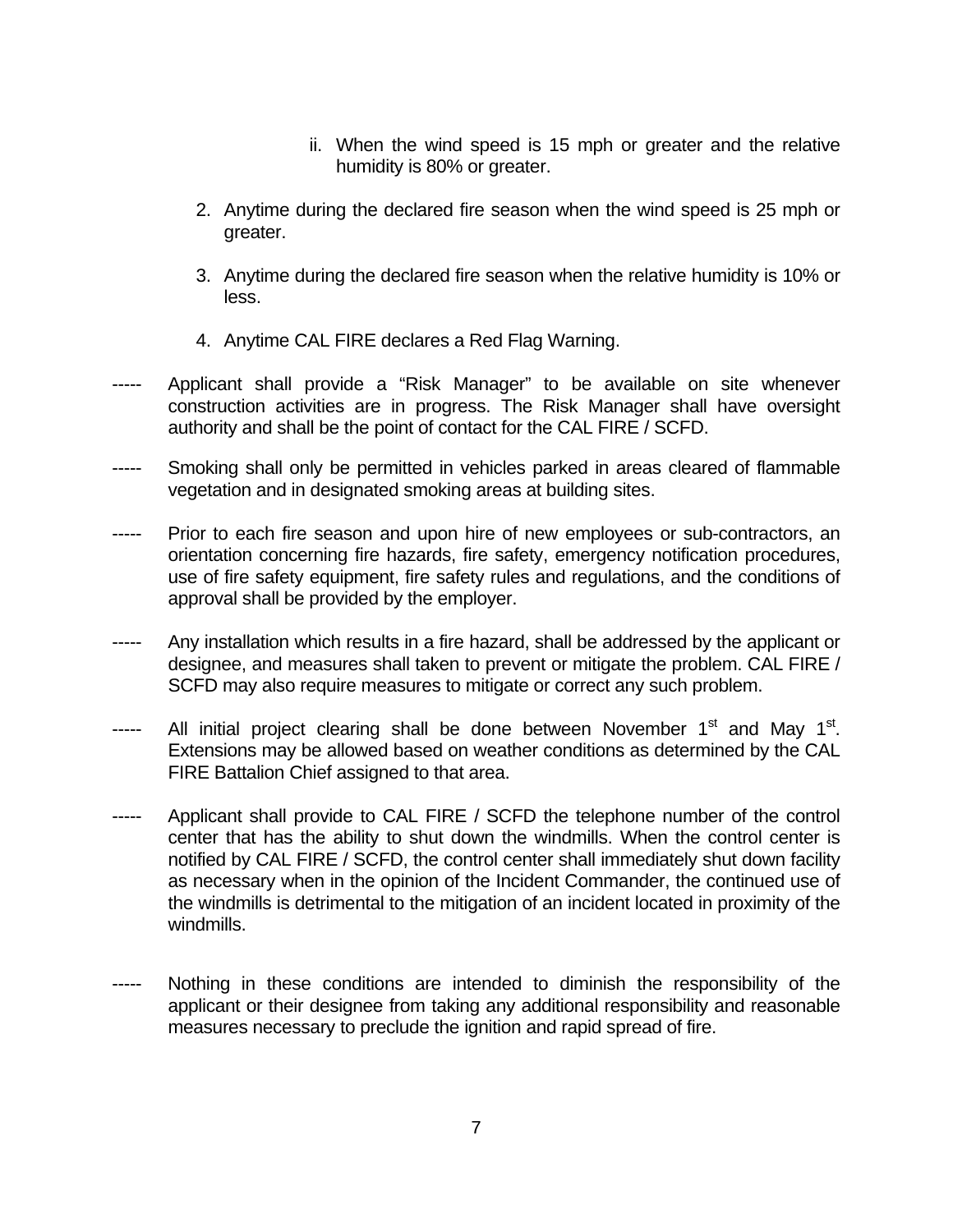ii. When the wind speed is 15 mph or greater and the relative humidity is 80% or greater.

2. Anytime during the declared fire season when the wind speed is 25 mph or greater.

3. Anytime during the declared fire season when the relative humidity is 10% or less.

4. Anytime CAL FIRE declares a Red Flag Warning.

----- Applicant shall provide a “Risk Manager” to be available on site whenever construction activities are in progress. The Risk Manager shall have oversight authority and shall be the point of contact for the CAL FIRE / SCFD.

----- Smoking shall only be permitted in vehicles parked in areas cleared of flammable vegetation and in designated smoking areas at building sites.

----- Prior to each fire season and upon hire of new employees or sub-contractors, an orientation concerning fire hazards, fire safety, emergency notification procedures, use of fire safety equipment, fire safety rules and regulations, and the conditions of approval shall be provided by the employer.

----- Any installation which results in a fire hazard, shall be addressed by the applicant or designee, and measures shall taken to prevent or mitigate the problem. CAL FIRE / SCFD may also require measures to mitigate or correct any such problem.

----- All initial project clearing shall be done between November 1st and May 1st. Extensions may be allowed based on weather conditions as determined by the CAL FIRE Battalion Chief assigned to that area.

----- Applicant shall provide to CAL FIRE / SCFD the telephone number of the control center that has the ability to shut down the windmills. When the control center is notified by CAL FIRE / SCFD, the control center shall immediately shut down facility as necessary when in the opinion of the Incident Commander, the continued use of the windmills is detrimental to the mitigation of an incident located in proximity of the windmills.

----- Nothing in these conditions are intended to diminish the responsibility of the applicant or their designee from taking any additional responsibility and reasonable measures necessary to preclude the ignition and rapid spread of fire.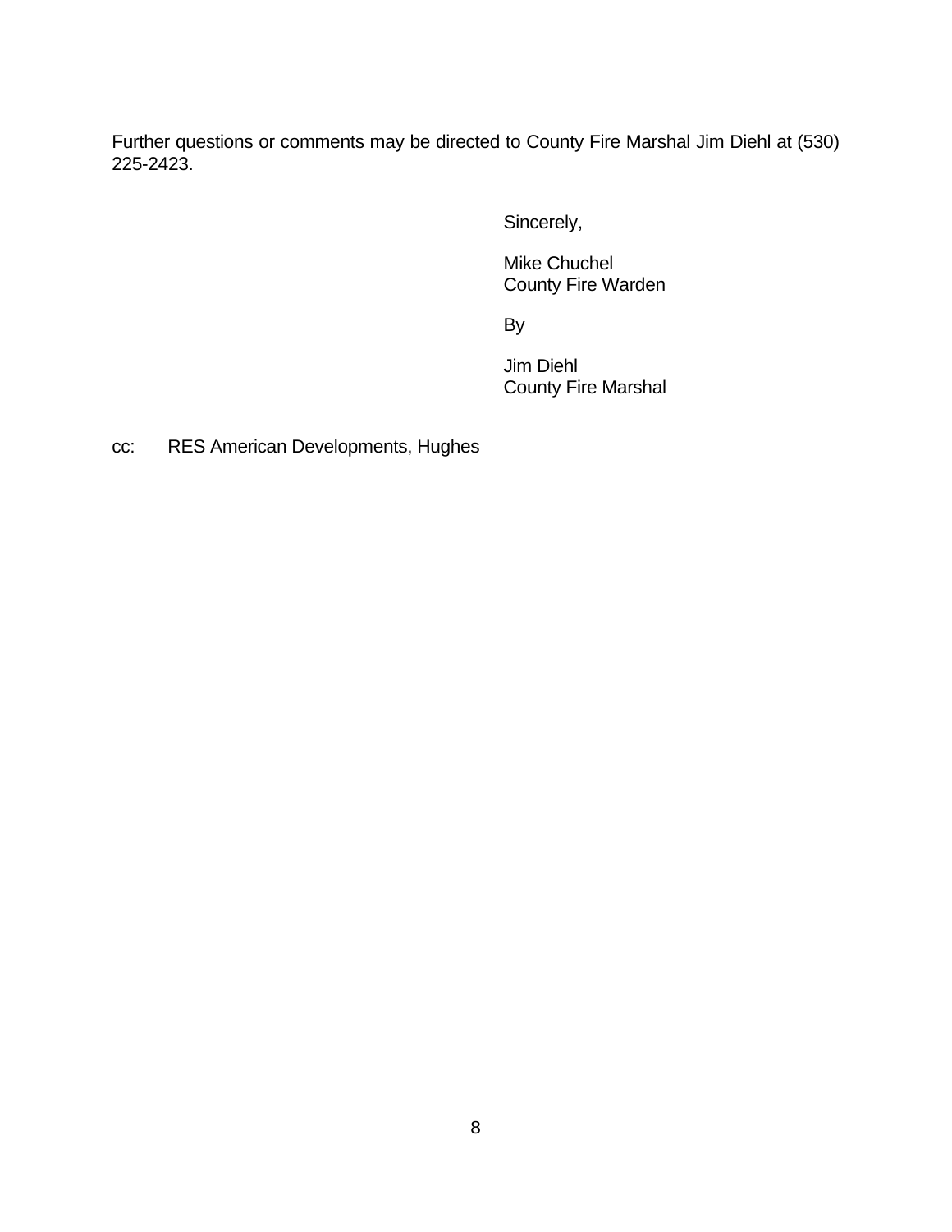Further questions or comments may be directed to County Fire Marshal Jim Diehl at (530) 225-2423.

Sincerely,

Mike Chuchel
County Fire Warden

By

Jim Diehl
County Fire Marshal

cc: RES American Developments, Hughes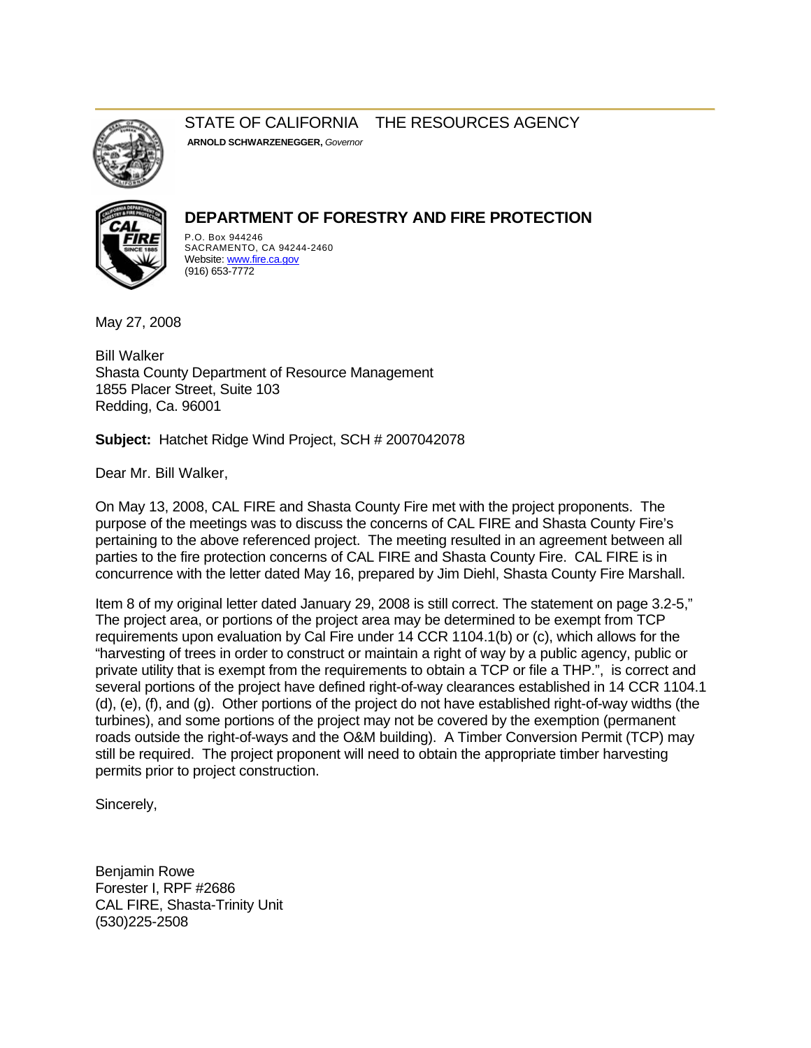STATE OF CALIFORNIA    THE RESOURCES AGENCY

**ARNOLD SCHWARZENEGGER,** *Governor*

## DEPARTMENT OF FORESTRY AND FIRE PROTECTION

P.O. Box 944246
SACRAMENTO, CA 94244-2460
Website: www.fire.ca.gov
(916) 653-7772

May 27, 2008

Bill Walker
Shasta County Department of Resource Management
1855 Placer Street, Suite 103
Redding, Ca. 96001

**Subject:** Hatchet Ridge Wind Project, SCH # 2007042078

Dear Mr. Bill Walker,

On May 13, 2008, CAL FIRE and Shasta County Fire met with the project proponents. The purpose of the meetings was to discuss the concerns of CAL FIRE and Shasta County Fire's pertaining to the above referenced project. The meeting resulted in an agreement between all parties to the fire protection concerns of CAL FIRE and Shasta County Fire. CAL FIRE is in concurrence with the letter dated May 16, prepared by Jim Diehl, Shasta County Fire Marshall.

Item 8 of my original letter dated January 29, 2008 is still correct. The statement on page 3.2-5," The project area, or portions of the project area may be determined to be exempt from TCP requirements upon evaluation by Cal Fire under 14 CCR 1104.1(b) or (c), which allows for the "harvesting of trees in order to construct or maintain a right of way by a public agency, public or private utility that is exempt from the requirements to obtain a TCP or file a THP.", is correct and several portions of the project have defined right-of-way clearances established in 14 CCR 1104.1 (d), (e), (f), and (g). Other portions of the project do not have established right-of-way widths (the turbines), and some portions of the project may not be covered by the exemption (permanent roads outside the right-of-ways and the O&M building). A Timber Conversion Permit (TCP) may still be required. The project proponent will need to obtain the appropriate timber harvesting permits prior to project construction.

Sincerely,

Benjamin Rowe
Forester I, RPF #2686
CAL FIRE, Shasta-Trinity Unit
(530)225-2508